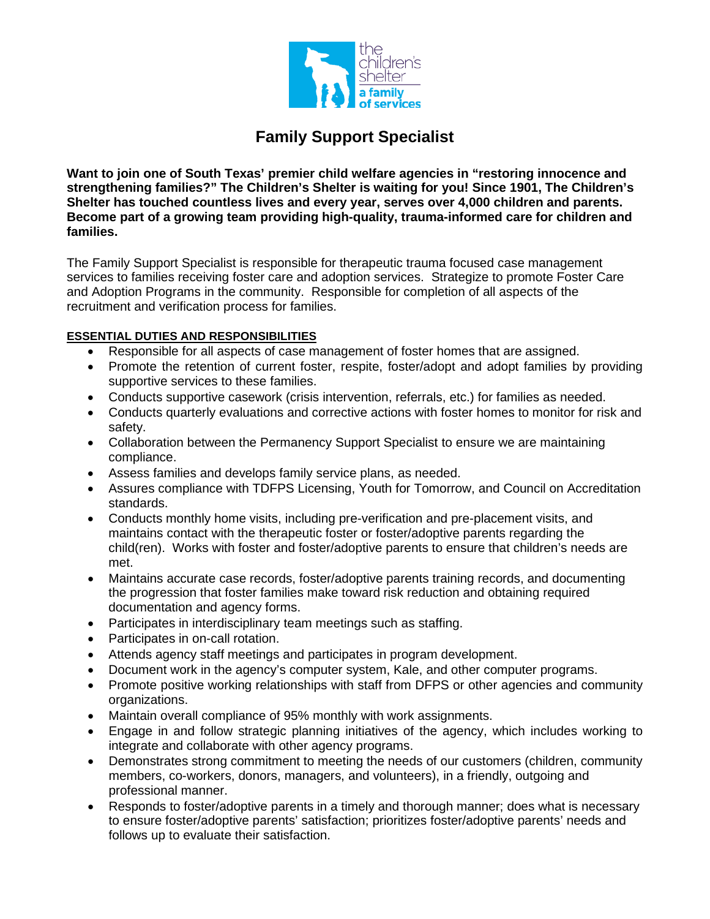# Family Support Specialist

**Want to join one of South Texas' premier child welfare agencies in "restoring innocence and strengthening families?" The Children's Shelter is waiting for you! Since 1901, The Children's Shelter has touched countless lives and every year, serves over 4,000 children and parents. Become part of a growing team providing high-quality, trauma-informed care for children and families.**

The Family Support Specialist is responsible for therapeutic trauma focused case management services to families receiving foster care and adoption services. Strategize to promote Foster Care and Adoption Programs in the community. Responsible for completion of all aspects of the recruitment and verification process for families.

**ESSENTIAL DUTIES AND RESPONSIBILITIES**

- Responsible for all aspects of case management of foster homes that are assigned.
- Promote the retention of current foster, respite, foster/adopt and adopt families by providing supportive services to these families.
- Conducts supportive casework (crisis intervention, referrals, etc.) for families as needed.
- Conducts quarterly evaluations and corrective actions with foster homes to monitor for risk and safety.
- Collaboration between the Permanency Support Specialist to ensure we are maintaining compliance.
- Assess families and develops family service plans, as needed.
- Assures compliance with TDFPS Licensing, Youth for Tomorrow, and Council on Accreditation standards.
- Conducts monthly home visits, including pre-verification and pre-placement visits, and maintains contact with the therapeutic foster or foster/adoptive parents regarding the child(ren). Works with foster and foster/adoptive parents to ensure that children's needs are met.
- Maintains accurate case records, foster/adoptive parents training records, and documenting the progression that foster families make toward risk reduction and obtaining required documentation and agency forms.
- Participates in interdisciplinary team meetings such as staffing.
- Participates in on-call rotation.
- Attends agency staff meetings and participates in program development.
- Document work in the agency's computer system, Kale, and other computer programs.
- Promote positive working relationships with staff from DFPS or other agencies and community organizations.
- Maintain overall compliance of 95% monthly with work assignments.
- Engage in and follow strategic planning initiatives of the agency, which includes working to integrate and collaborate with other agency programs.
- Demonstrates strong commitment to meeting the needs of our customers (children, community members, co-workers, donors, managers, and volunteers), in a friendly, outgoing and professional manner.
- Responds to foster/adoptive parents in a timely and thorough manner; does what is necessary to ensure foster/adoptive parents' satisfaction; prioritizes foster/adoptive parents' needs and follows up to evaluate their satisfaction.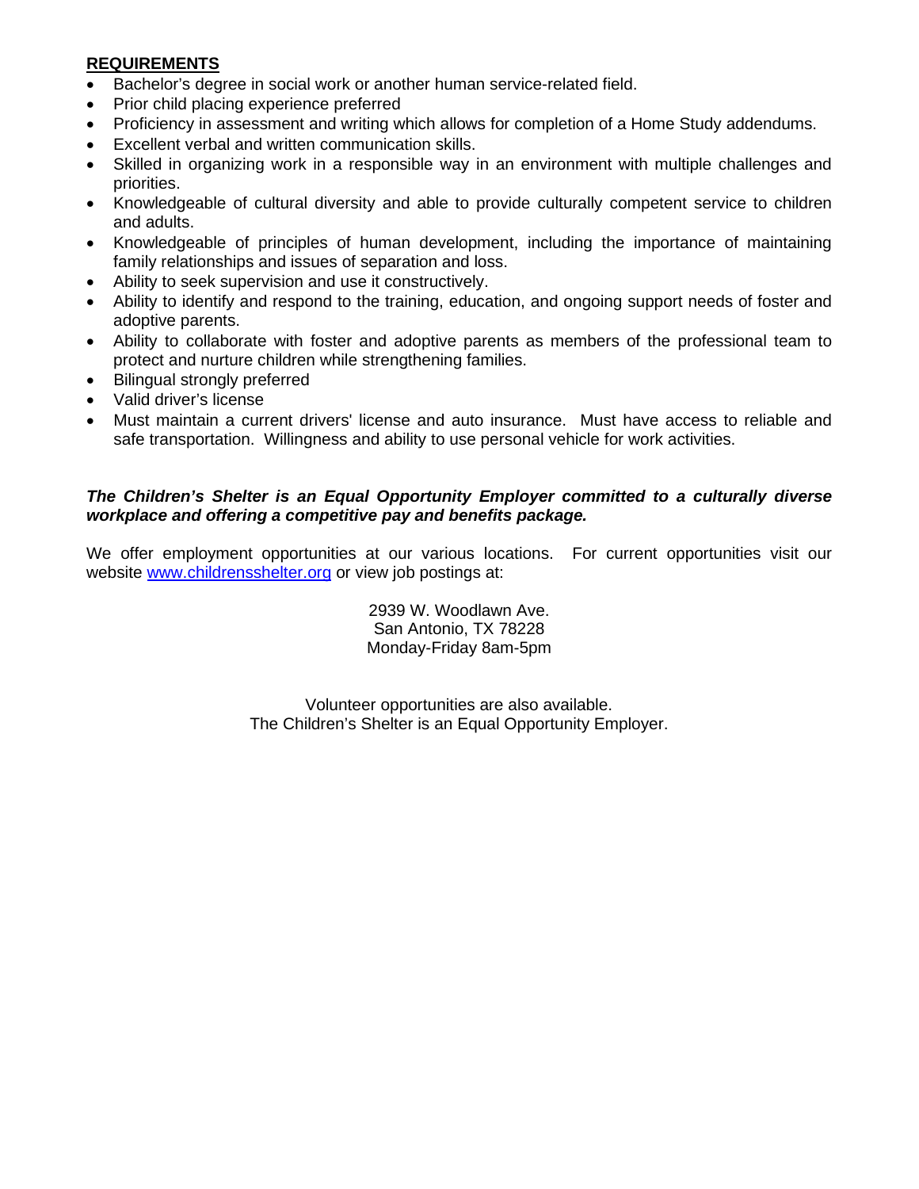**REQUIREMENTS**

- Bachelor's degree in social work or another human service-related field.
- Prior child placing experience preferred
- Proficiency in assessment and writing which allows for completion of a Home Study addendums.
- Excellent verbal and written communication skills.
- Skilled in organizing work in a responsible way in an environment with multiple challenges and priorities.
- Knowledgeable of cultural diversity and able to provide culturally competent service to children and adults.
- Knowledgeable of principles of human development, including the importance of maintaining family relationships and issues of separation and loss.
- Ability to seek supervision and use it constructively.
- Ability to identify and respond to the training, education, and ongoing support needs of foster and adoptive parents.
- Ability to collaborate with foster and adoptive parents as members of the professional team to protect and nurture children while strengthening families.
- Bilingual strongly preferred
- Valid driver's license
- Must maintain a current drivers' license and auto insurance. Must have access to reliable and safe transportation. Willingness and ability to use personal vehicle for work activities.

***The Children's Shelter is an Equal Opportunity Employer committed to a culturally diverse workplace and offering a competitive pay and benefits package.***

We offer employment opportunities at our various locations. For current opportunities visit our website www.childrensshelter.org or view job postings at:

2939 W. Woodlawn Ave.
San Antonio, TX 78228
Monday-Friday 8am-5pm

Volunteer opportunities are also available.
The Children's Shelter is an Equal Opportunity Employer.